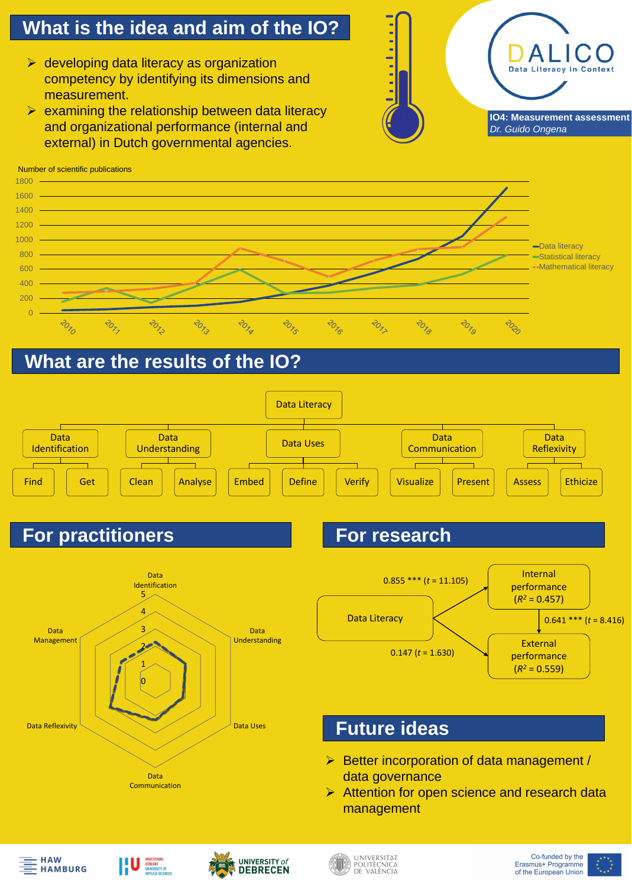# What is the idea and aim of the IO?

- developing data literacy as organization competency by identifying its dimensions and measurement.
- examining the relationship between data literacy and organizational performance (internal and external) in Dutch governmental agencies.

**DALICO** Data Literacy in Context

**IO4: Measurement assessment**
*Dr. Guido Ongena*

Number of scientific publications

Legend: Data literacy, Statistical literacy, Mathematical literacy

# What are the results of the IO?

- Data Literacy
  - Data Identification
    - Find
    - Get
  - Data Understanding
    - Clean
    - Analyse
  - Data Uses
    - Embed
    - Define
    - Verify
  - Data Communication
    - Visualize
    - Present
  - Data Reflexivity
    - Assess
    - Ethicize

## For practitioners

Radar chart axes: Data Identification, Data Understanding, Data Uses, Data Communication, Data Reflexivity, Data Management (scale 0–5)

## For research

- Data Literacy → Internal performance ($R^2$ = 0.457): 0.855 *** ($t$ = 11.105)
- Data Literacy → External performance ($R^2$ = 0.559): 0.147 ($t$ = 1.630)
- Internal performance → External performance: 0.641 *** ($t$ = 8.416)

## Future ideas

- Better incorporation of data management / data governance
- Attention for open science and research data management

HAW HAMBURG | Hogeschool Utrecht University of Applied Sciences | University of Debrecen | Universitat Politècnica de València | Co-funded by the Erasmus+ Programme of the European Union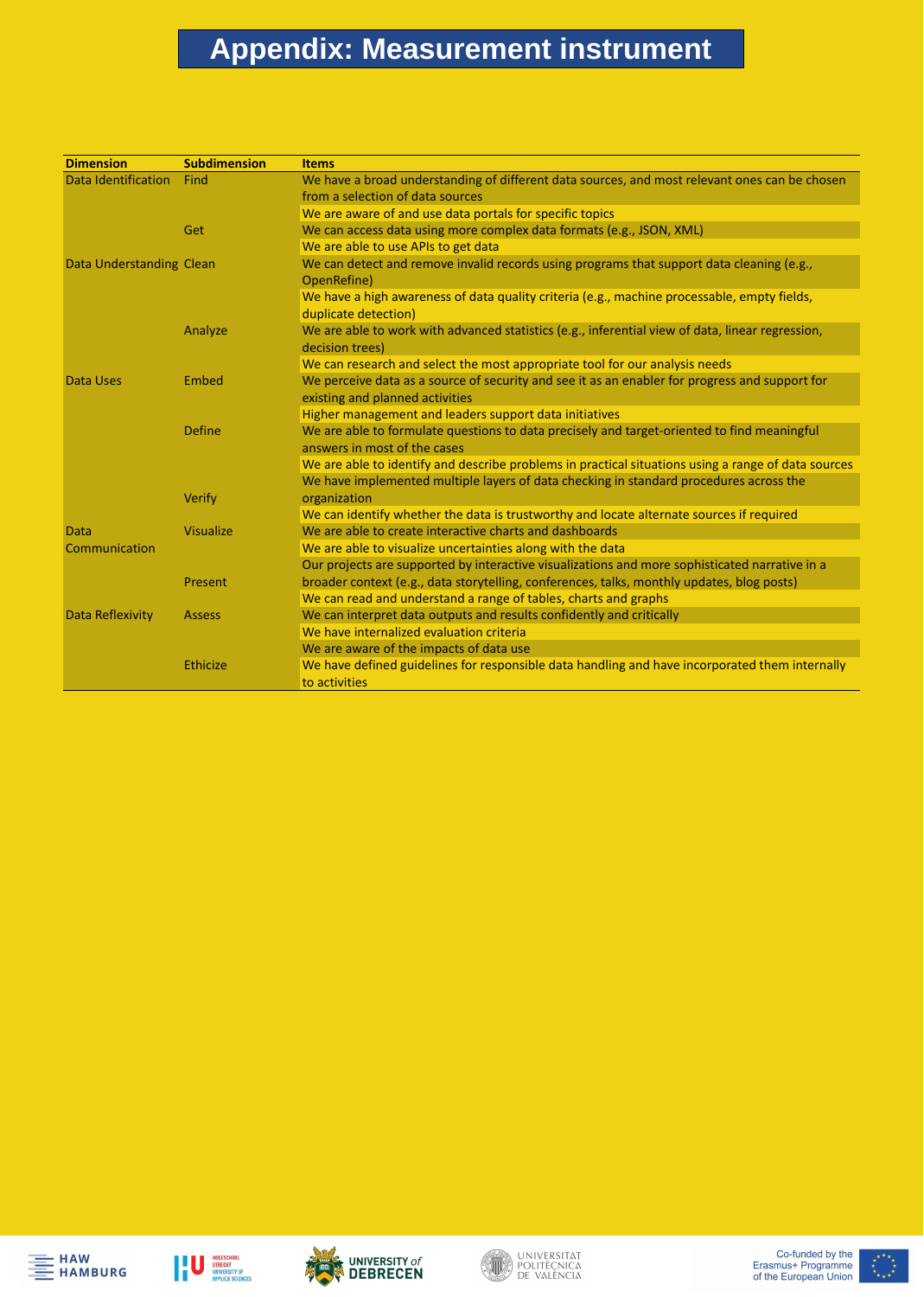# Appendix: Measurement instrument

| Dimension | Subdimension | Items |
|---|---|---|
| Data Identification | Find | We have a broad understanding of different data sources, and most relevant ones can be chosen from a selection of data sources |
| | | We are aware of and use data portals for specific topics |
| | Get | We can access data using more complex data formats (e.g., JSON, XML) |
| | | We are able to use APIs to get data |
| Data Understanding | Clean | We can detect and remove invalid records using programs that support data cleaning (e.g., OpenRefine) |
| | | We have a high awareness of data quality criteria (e.g., machine processable, empty fields, duplicate detection) |
| | Analyze | We are able to work with advanced statistics (e.g., inferential view of data, linear regression, decision trees) |
| | | We can research and select the most appropriate tool for our analysis needs |
| Data Uses | Embed | We perceive data as a source of security and see it as an enabler for progress and support for existing and planned activities |
| | | Higher management and leaders support data initiatives |
| | Define | We are able to formulate questions to data precisely and target-oriented to find meaningful answers in most of the cases |
| | | We are able to identify and describe problems in practical situations using a range of data sources |
| | Verify | We have implemented multiple layers of data checking in standard procedures across the organization |
| | | We can identify whether the data is trustworthy and locate alternate sources if required |
| Data Communication | Visualize | We are able to create interactive charts and dashboards |
| | | We are able to visualize uncertainties along with the data |
| | Present | Our projects are supported by interactive visualizations and more sophisticated narrative in a broader context (e.g., data storytelling, conferences, talks, monthly updates, blog posts) |
| | | We can read and understand a range of tables, charts and graphs |
| Data Reflexivity | Assess | We can interpret data outputs and results confidently and critically |
| | | We have internalized evaluation criteria |
| | Ethicize | We are aware of the impacts of data use |
| | | We have defined guidelines for responsible data handling and have incorporated them internally to activities |

HAW HAMBURG | HOGESCHOOL UTRECHT UNIVERSITY OF APPLIED SCIENCES | UNIVERSITY of DEBRECEN | UNIVERSITAT POLITÈCNICA DE VALÈNCIA | Co-funded by the Erasmus+ Programme of the European Union